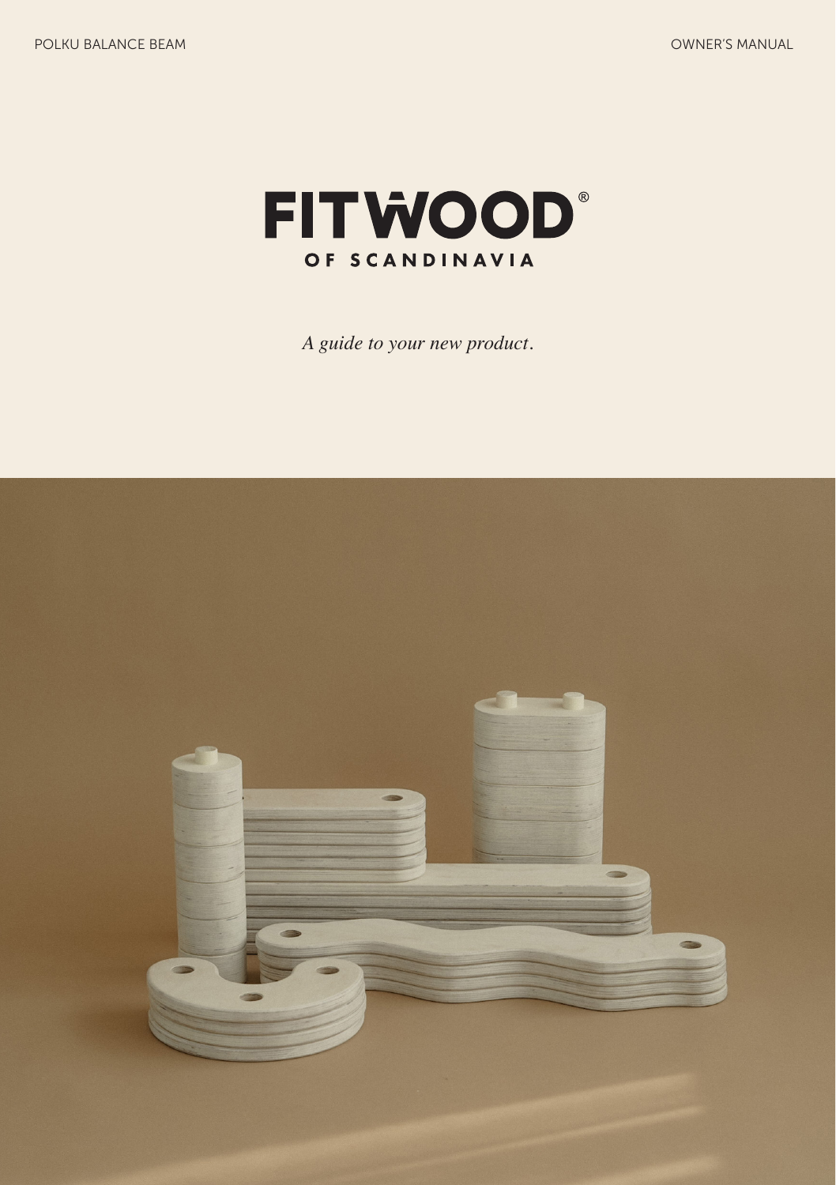POLKU BALANCE BEAM

OWNER'S MANUAL

# FITWOOD®

OF SCANDINAVIA

*A guide to your new product.*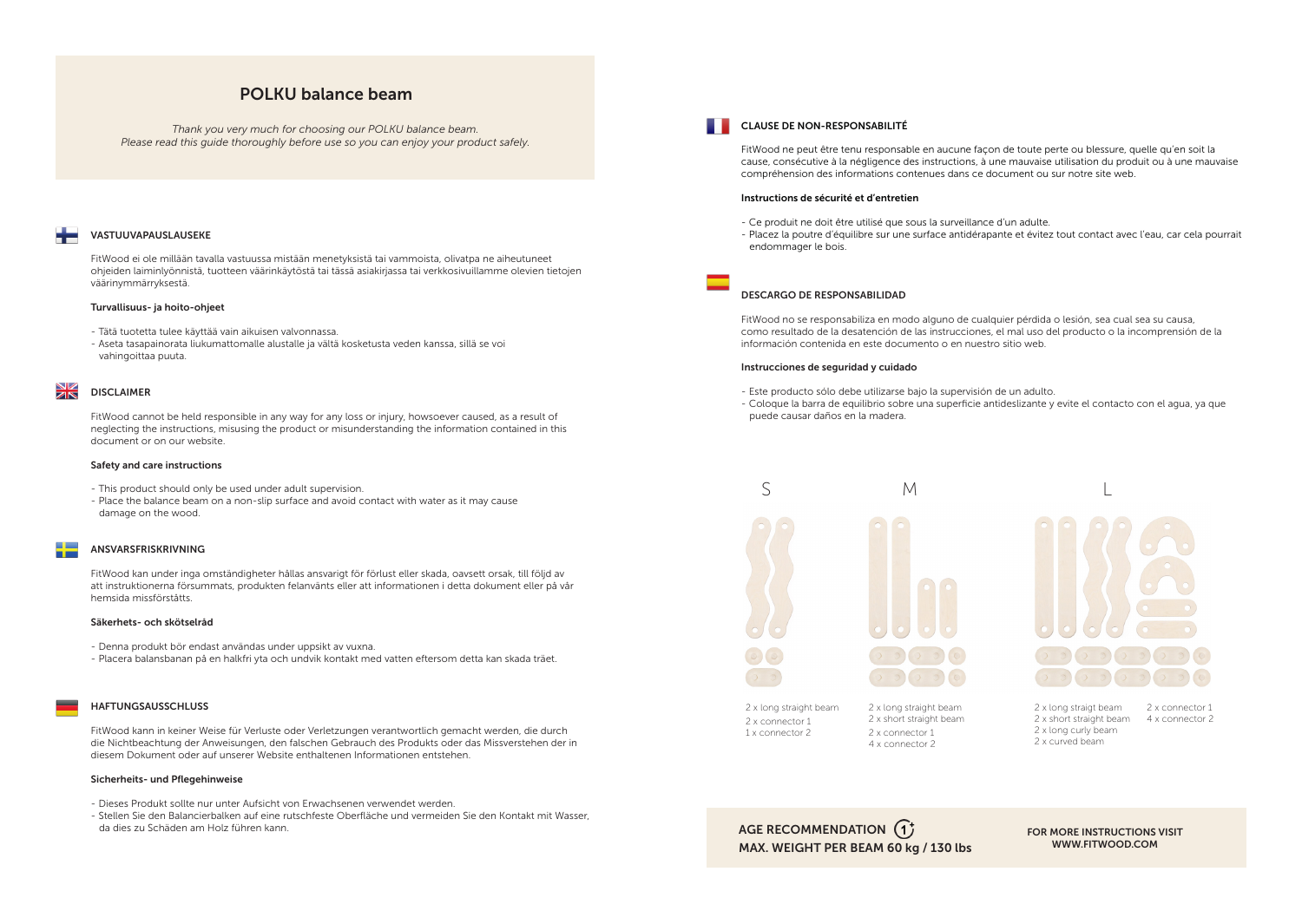# POLKU balance beam

*Thank you very much for choosing our POLKU balance beam.*
*Please read this guide thoroughly before use so you can enjoy your product safely.*

## VASTUUVAPAUSLAUSEKE

FitWood ei ole millään tavalla vastuussa mistään menetyksistä tai vammoista, olivatpa ne aiheutuneet ohjeiden laiminlyönnistä, tuotteen väärinkäytöstä tai tässä asiakirjassa tai verkkosivuillamme olevien tietojen väärinymmärryksestä.

### Turvallisuus- ja hoito-ohjeet

- Tätä tuotetta tulee käyttää vain aikuisen valvonnassa.
- Aseta tasapainorata liukumattomalle alustalle ja vältä kosketusta veden kanssa, sillä se voi vahingoittaa puuta.

## DISCLAIMER

FitWood cannot be held responsible in any way for any loss or injury, howsoever caused, as a result of neglecting the instructions, misusing the product or misunderstanding the information contained in this document or on our website.

### Safety and care instructions

- This product should only be used under adult supervision.
- Place the balance beam on a non-slip surface and avoid contact with water as it may cause damage on the wood.

## ANSVARSFRISKRIVNING

FitWood kan under inga omständigheter hållas ansvarigt för förlust eller skada, oavsett orsak, till följd av att instruktionerna försummats, produkten felanvänts eller att informationen i detta dokument eller på vår hemsida missförståtts.

### Säkerhets- och skötselråd

- Denna produkt bör endast användas under uppsikt av vuxna.
- Placera balansbanan på en halkfri yta och undvik kontakt med vatten eftersom detta kan skada träet.

## HAFTUNGSAUSSCHLUSS

FitWood kann in keiner Weise für Verluste oder Verletzungen verantwortlich gemacht werden, die durch die Nichtbeachtung der Anweisungen, den falschen Gebrauch des Produkts oder das Missverstehen der in diesem Dokument oder auf unserer Website enthaltenen Informationen entstehen.

### Sicherheits- und Pflegehinweise

- Dieses Produkt sollte nur unter Aufsicht von Erwachsenen verwendet werden.
- Stellen Sie den Balancierbalken auf eine rutschfeste Oberfläche und vermeiden Sie den Kontakt mit Wasser, da dies zu Schäden am Holz führen kann.

## CLAUSE DE NON-RESPONSABILITÉ

FitWood ne peut être tenu responsable en aucune façon de toute perte ou blessure, quelle qu'en soit la cause, consécutive à la négligence des instructions, à une mauvaise utilisation du produit ou à une mauvaise compréhension des informations contenues dans ce document ou sur notre site web.

### Instructions de sécurité et d'entretien

- Ce produit ne doit être utilisé que sous la surveillance d'un adulte.
- Placez la poutre d'équilibre sur une surface antidérapante et évitez tout contact avec l'eau, car cela pourrait endommager le bois.

## DESCARGO DE RESPONSABILIDAD

FitWood no se responsabiliza en modo alguno de cualquier pérdida o lesión, sea cual sea su causa, como resultado de la desatención de las instrucciones, el mal uso del producto o la incomprensión de la información contenida en este documento o en nuestro sitio web.

### Instrucciones de seguridad y cuidado

- Este producto sólo debe utilizarse bajo la supervisión de un adulto.
- Coloque la barra de equilibrio sobre una superficie antideslizante y evite el contacto con el agua, ya que puede causar daños en la madera.

**S**

2 x long straight beam
2 x connector 1
1 x connector 2

**M**

2 x long straight beam
2 x short straight beam
2 x connector 1
4 x connector 2

**L**

2 x long straigt beam
2 x short straight beam
2 x long curly beam
2 x curved beam
2 x connector 1
4 x connector 2

**AGE RECOMMENDATION 1+**
**MAX. WEIGHT PER BEAM 60 kg / 130 lbs**

**FOR MORE INSTRUCTIONS VISIT WWW.FITWOOD.COM**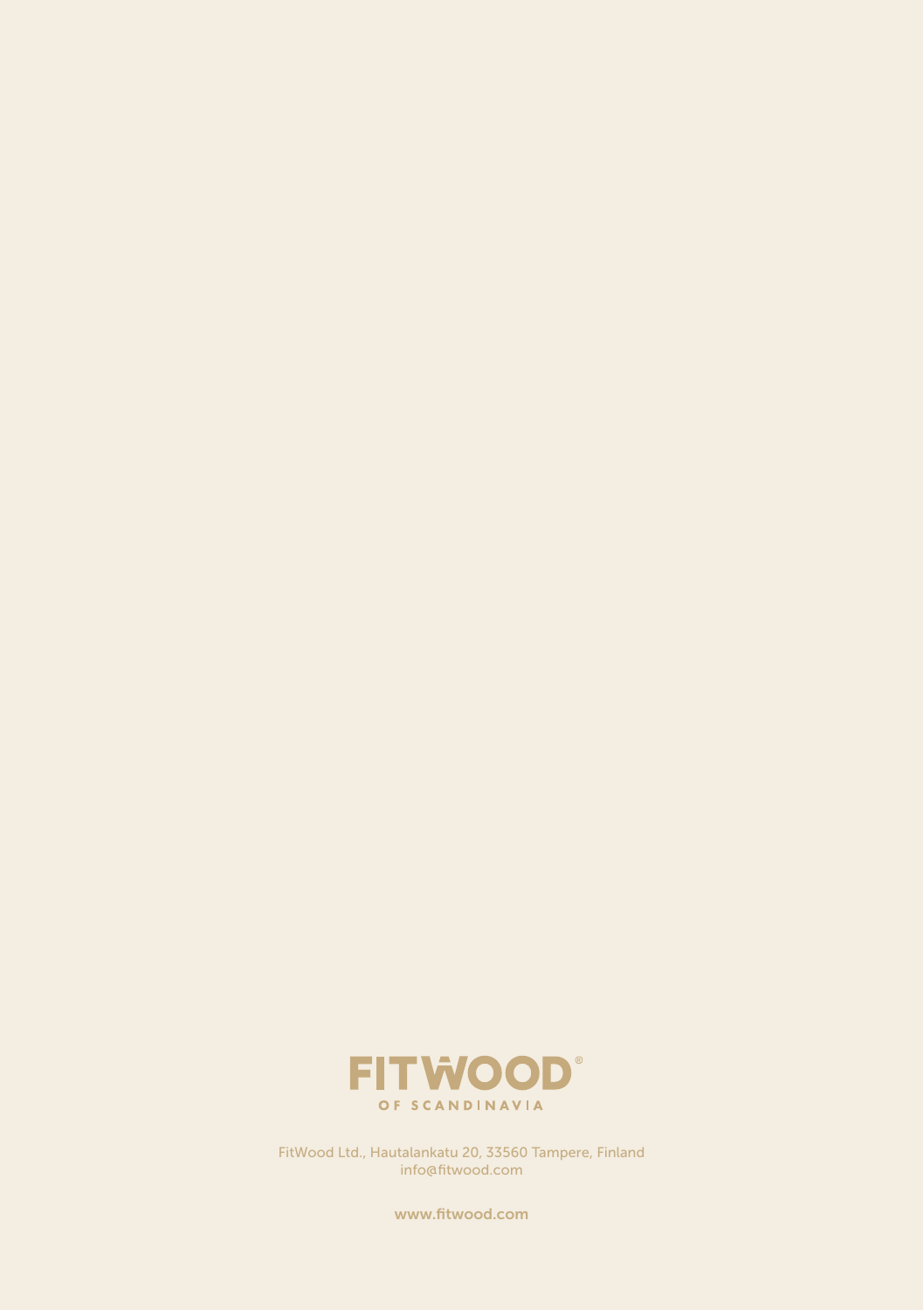FITWOOD®

OF SCANDINAVIA

FitWood Ltd., Hautalankatu 20, 33560 Tampere, Finland
info@fitwood.com

www.fitwood.com